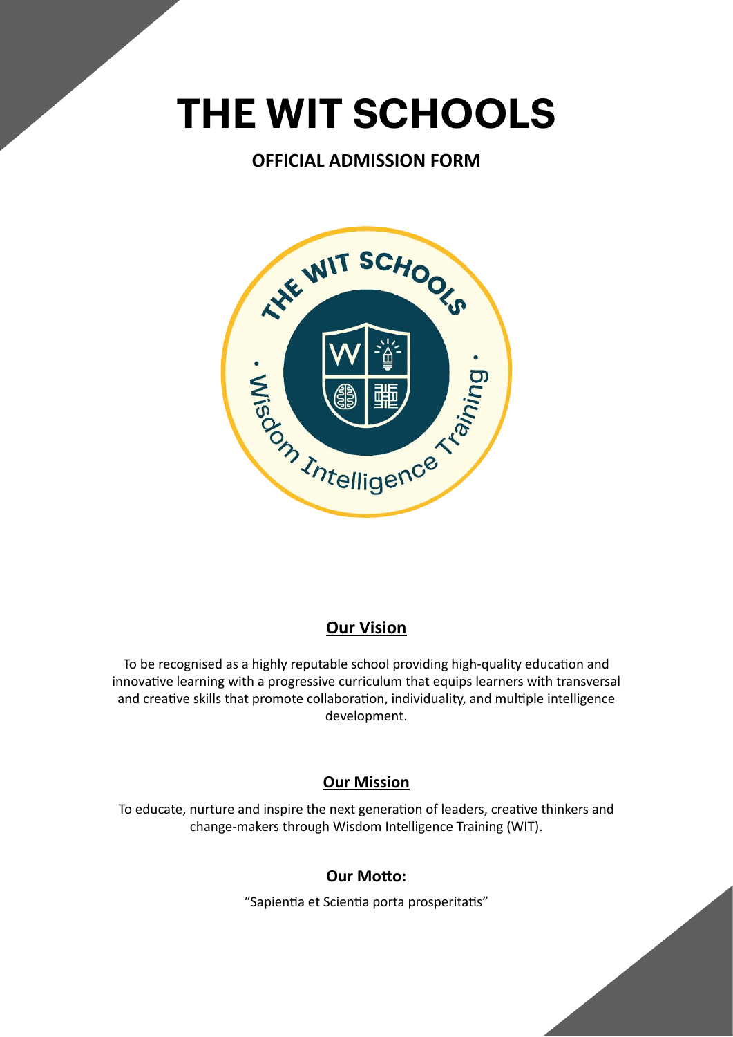# THE WIT SCHOOLS

## OFFICIAL ADMISSION FORM

### Our Vision

To be recognised as a highly reputable school providing high-quality education and innovative learning with a progressive curriculum that equips learners with transversal and creative skills that promote collaboration, individuality, and multiple intelligence development.

### Our Mission

To educate, nurture and inspire the next generation of leaders, creative thinkers and change-makers through Wisdom Intelligence Training (WIT).

### Our Motto:

"Sapientia et Scientia porta prosperitatis"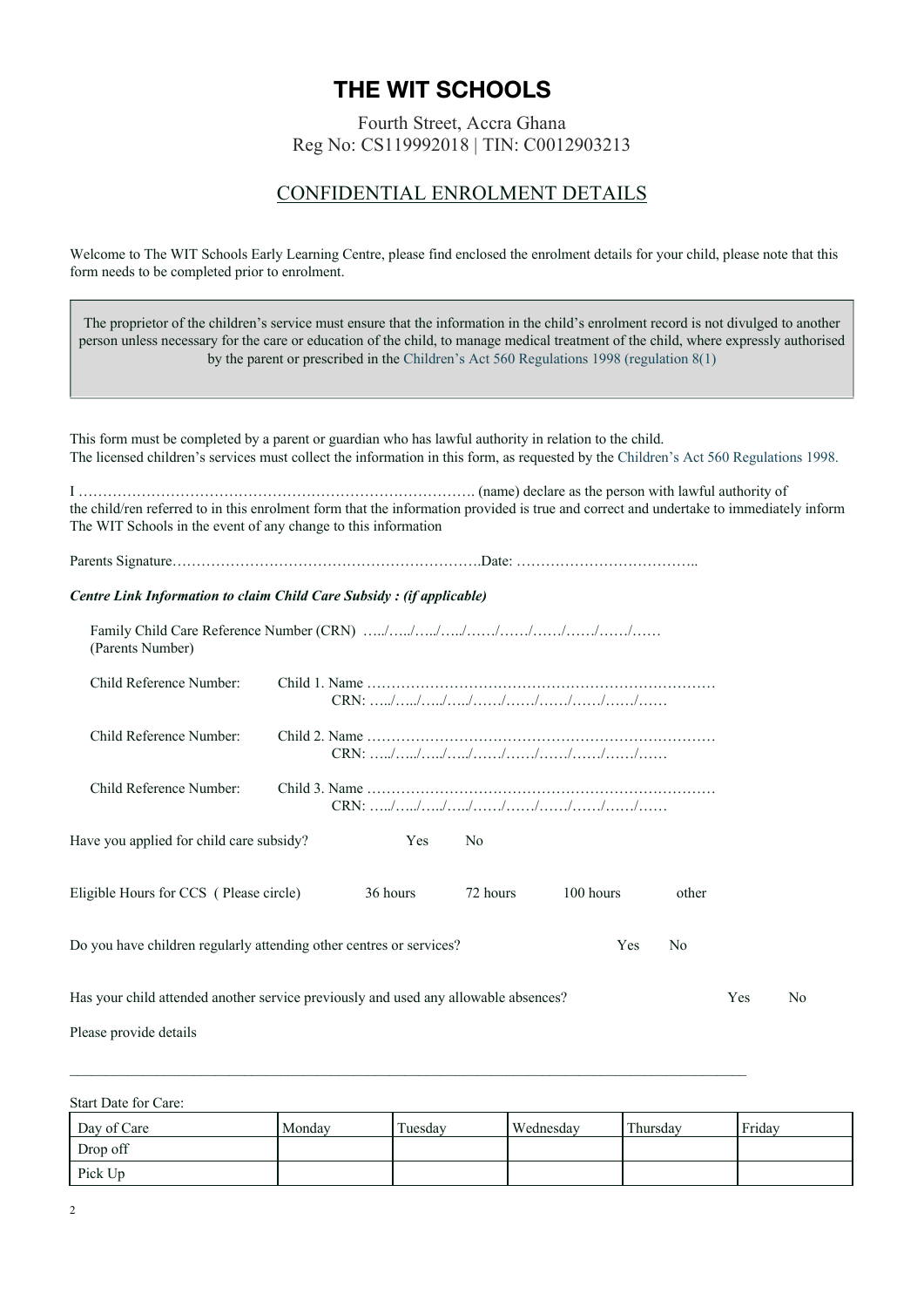# THE WIT SCHOOLS

Fourth Street, Accra Ghana
Reg No: CS119992018 | TIN: C0012903213

## CONFIDENTIAL ENROLMENT DETAILS

Welcome to The WIT Schools Early Learning Centre, please find enclosed the enrolment details for your child, please note that this form needs to be completed prior to enrolment.

> The proprietor of the children's service must ensure that the information in the child's enrolment record is not divulged to another person unless necessary for the care or education of the child, to manage medical treatment of the child, where expressly authorised by the parent or prescribed in the Children's Act 560 Regulations 1998 (regulation 8(1)

This form must be completed by a parent or guardian who has lawful authority in relation to the child.
The licensed children's services must collect the information in this form, as requested by the Children's Act 560 Regulations 1998.

I ………………………………………………………………………. (name) declare as the person with lawful authority of the child/ren referred to in this enrolment form that the information provided is true and correct and undertake to immediately inform The WIT Schools in the event of any change to this information

Parents Signature……………………………………………………….Date: ………………………………..

***Centre Link Information to claim Child Care Subsidy : (if applicable)***

Family Child Care Reference Number (CRN) …../…../…../…../……/……/……/……/……/……
(Parents Number)

Child Reference Number: Child 1. Name ………………………………………………………………
CRN: …../…../…../…../……/……/……/……/……/……

Child Reference Number: Child 2. Name ………………………………………………………………
CRN: …../…../…../…../……/……/……/……/……/……

Child Reference Number: Child 3. Name ………………………………………………………………
CRN: …../…../…../…../……/……/……/……/……/……

Have you applied for child care subsidy? Yes No

Eligible Hours for CCS ( Please circle) 36 hours 72 hours 100 hours other

Do you have children regularly attending other centres or services? Yes No

Has your child attended another service previously and used any allowable absences? Yes No

Please provide details

______________________________________________________________________________________

Start Date for Care:

| Day of Care | Monday | Tuesday | Wednesday | Thursday | Friday |
|---|---|---|---|---|---|
| Drop off | | | | | |
| Pick Up | | | | | |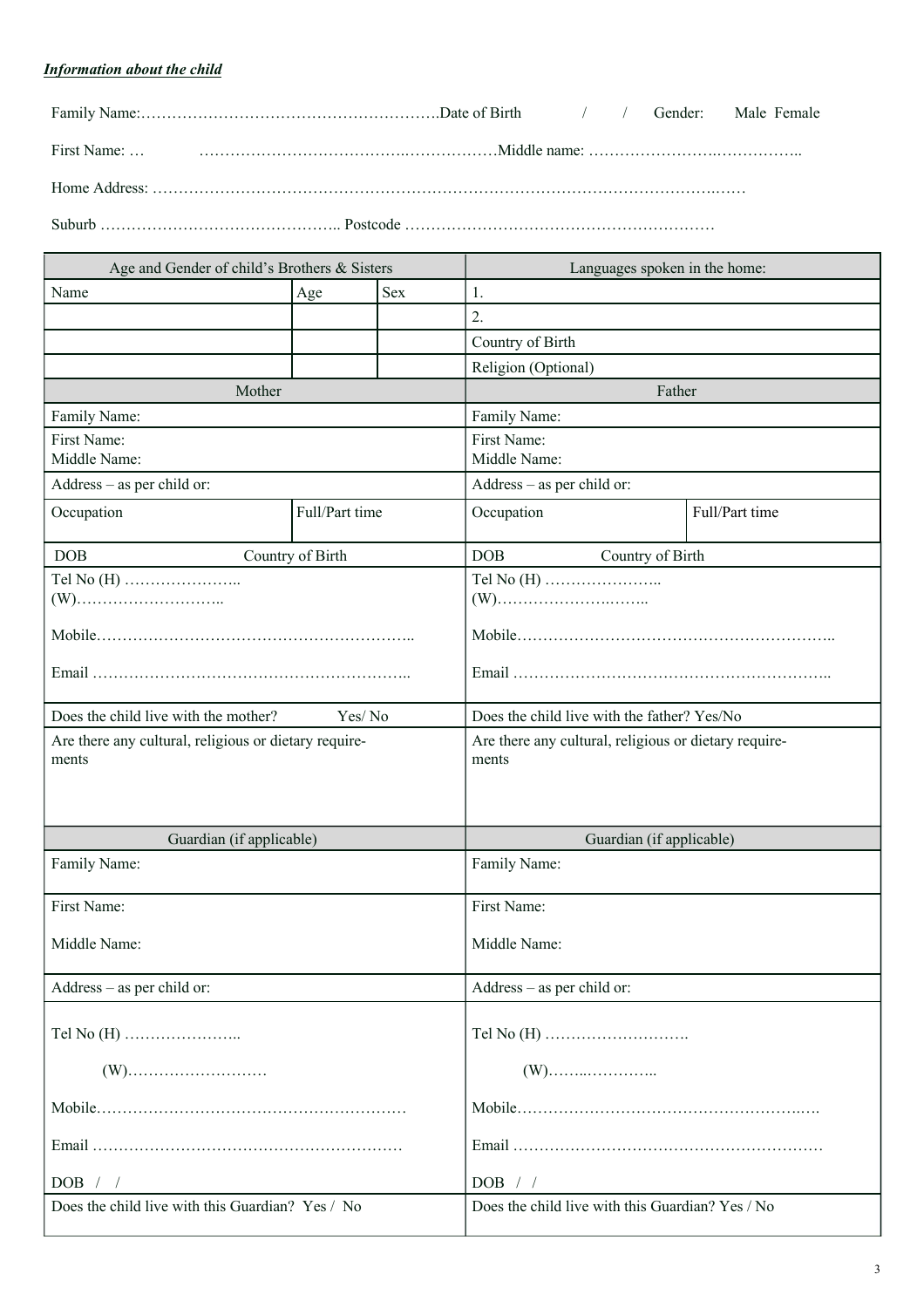***Information about the child***

Family Name:………………………………………………….Date of Birth / / Gender: Male Female

First Name: … ………………………………….………………Middle name: ……………………….…………..

Home Address: ………………………………………………………………………………………….……

Suburb ……………………………………….. Postcode ……………………………………………………

| Age and Gender of child's Brothers & Sisters | | | Languages spoken in the home: | |
|---|---|---|---|---|
| Name | Age | Sex | 1. | |
| | | | 2. | |
| | | | Country of Birth | |
| | | | Religion (Optional) | |
| Mother | | | Father | |
| Family Name: | | | Family Name: | |
| First Name:<br>Middle Name: | | | First Name:<br>Middle Name: | |
| Address – as per child or: | | | Address – as per child or: | |
| Occupation | Full/Part time | | Occupation | Full/Part time |
| DOB Country of Birth | | | DOB Country of Birth | |
| Tel No (H) …………………..<br>(W)………………………..<br><br>Mobile……………………………………………………..<br><br>Email …………………………………………………….. | | | Tel No (H) …………………..<br>(W)…………………..……..<br><br>Mobile……………………………………………………..<br><br>Email …………………………………………………….. | |
| Does the child live with the mother? Yes/ No | | | Does the child live with the father? Yes/No | |
| Are there any cultural, religious or dietary requirements | | | Are there any cultural, religious or dietary requirements | |
| Guardian (if applicable) | | | Guardian (if applicable) | |
| Family Name: | | | Family Name: | |
| First Name:<br><br>Middle Name: | | | First Name:<br><br>Middle Name: | |
| Address – as per child or: | | | Address – as per child or: | |
| Tel No (H) …………………..<br><br>(W)………………………<br><br>Mobile……………………………………………………<br><br>Email ……………………………………………………<br><br>DOB / / | | | Tel No (H) ……………………….<br><br>(W)……..…………..<br><br>Mobile……………………………………………….….<br><br>Email ……………………………………………………<br><br>DOB / / | |
| Does the child live with this Guardian? Yes / No | | | Does the child live with this Guardian? Yes / No | |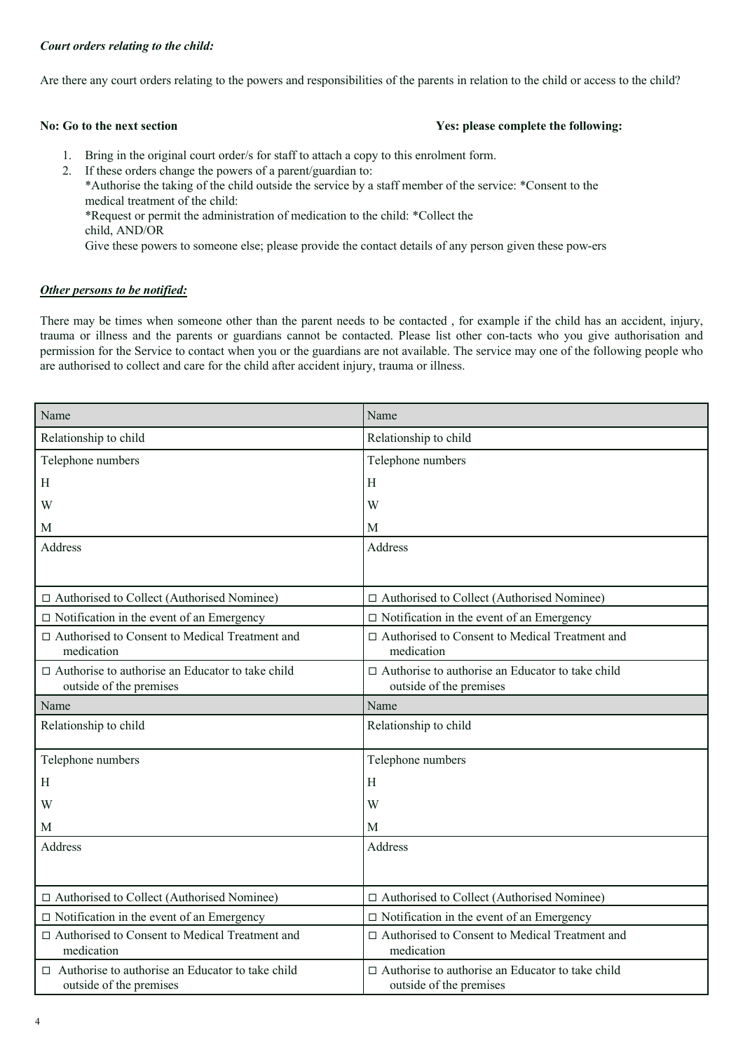***Court orders relating to the child:***

Are there any court orders relating to the powers and responsibilities of the parents in relation to the child or access to the child?

**No: Go to the next section** **Yes: please complete the following:**

1. Bring in the original court order/s for staff to attach a copy to this enrolment form.
2. If these orders change the powers of a parent/guardian to:
   *Authorise the taking of the child outside the service by a staff member of the service: *Consent to the medical treatment of the child:
   *Request or permit the administration of medication to the child: *Collect the child, AND/OR
   Give these powers to someone else; please provide the contact details of any person given these pow-ers

***Other persons to be notified:***

There may be times when someone other than the parent needs to be contacted , for example if the child has an accident, injury, trauma or illness and the parents or guardians cannot be contacted. Please list other con-tacts who you give authorisation and permission for the Service to contact when you or the guardians are not available. The service may one of the following people who are authorised to collect and care for the child after accident injury, trauma or illness.

| Name | Name |
|---|---|
| Relationship to child | Relationship to child |
| Telephone numbers<br>H<br>W<br>M | Telephone numbers<br>H<br>W<br>M |
| Address | Address |
| □ Authorised to Collect (Authorised Nominee) | □ Authorised to Collect (Authorised Nominee) |
| □ Notification in the event of an Emergency | □ Notification in the event of an Emergency |
| □ Authorised to Consent to Medical Treatment and medication | □ Authorised to Consent to Medical Treatment and medication |
| □ Authorise to authorise an Educator to take child outside of the premises | □ Authorise to authorise an Educator to take child outside of the premises |
| Name | Name |
| Relationship to child | Relationship to child |
| Telephone numbers<br>H<br>W<br>M | Telephone numbers<br>H<br>W<br>M |
| Address | Address |
| □ Authorised to Collect (Authorised Nominee) | □ Authorised to Collect (Authorised Nominee) |
| □ Notification in the event of an Emergency | □ Notification in the event of an Emergency |
| □ Authorised to Consent to Medical Treatment and medication | □ Authorised to Consent to Medical Treatment and medication |
| □ Authorise to authorise an Educator to take child outside of the premises | □ Authorise to authorise an Educator to take child outside of the premises |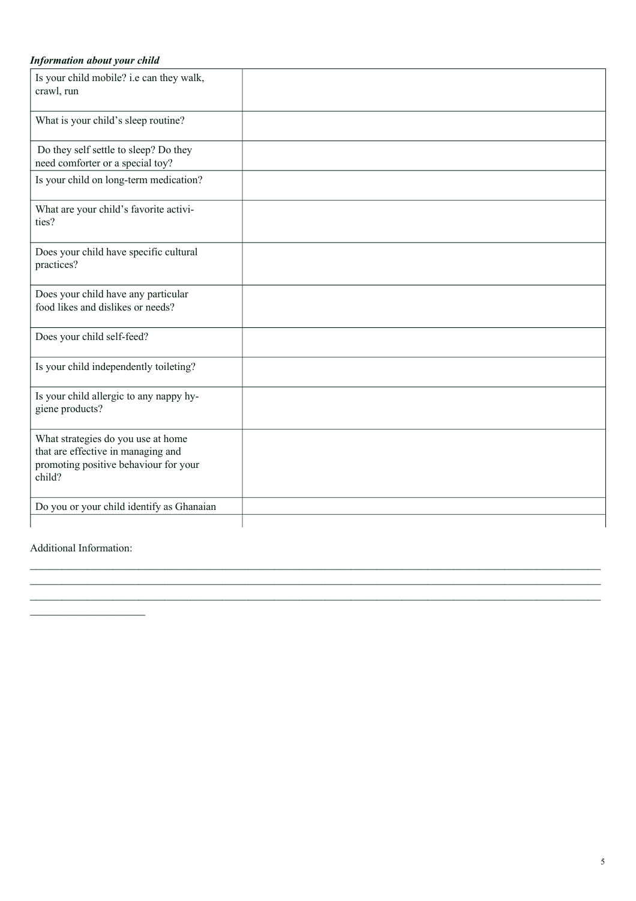***Information about your child***

| | |
|---|---|
| Is your child mobile? i.e can they walk, crawl, run | |
| What is your child's sleep routine? | |
| Do they self settle to sleep? Do they need comforter or a special toy? | |
| Is your child on long-term medication? | |
| What are your child's favorite activities? | |
| Does your child have specific cultural practices? | |
| Does your child have any particular food likes and dislikes or needs? | |
| Does your child self-feed? | |
| Is your child independently toileting? | |
| Is your child allergic to any nappy hygiene products? | |
| What strategies do you use at home that are effective in managing and promoting positive behaviour for your child? | |
| Do you or your child identify as Ghanaian | |
| | |

Additional Information:

_____________________________________________________________________________________________________________
_____________________________________________________________________________________________________________
_____________________________________________________________________________________________________________
______________________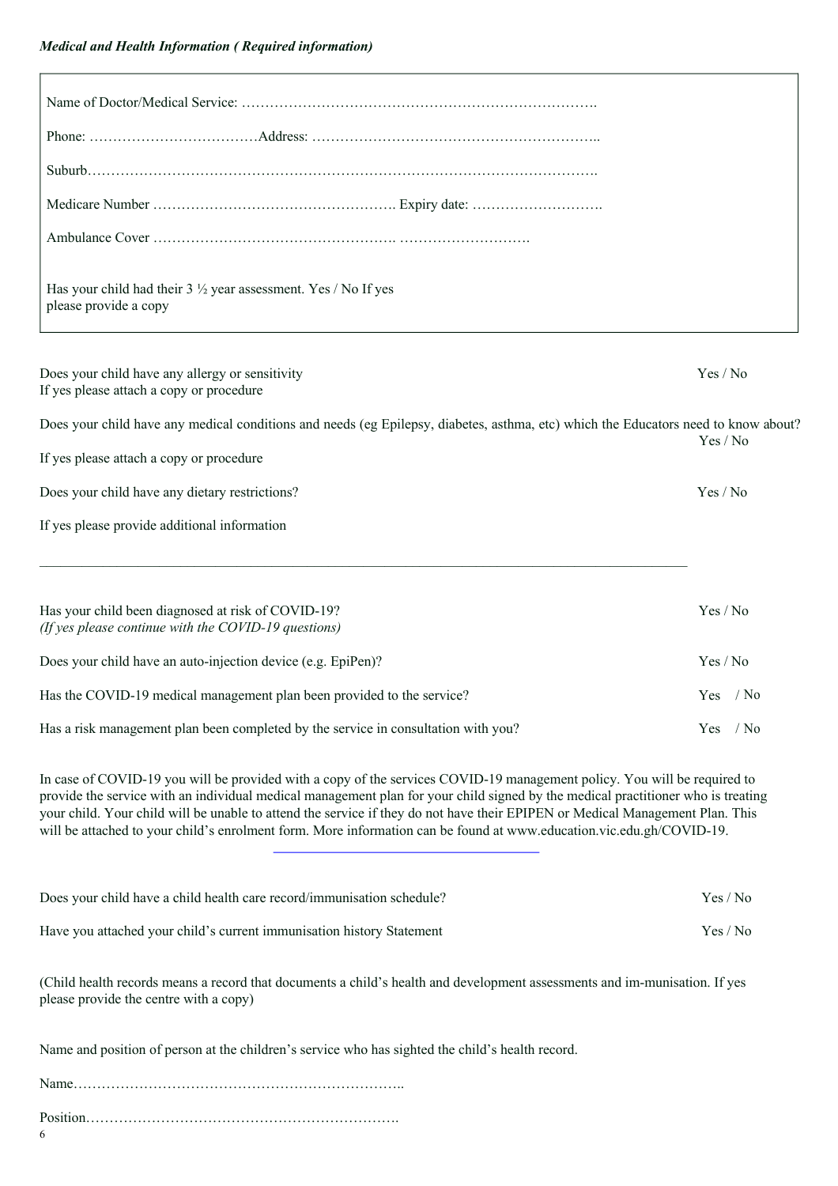***Medical and Health Information ( Required information)***

Name of Doctor/Medical Service: ………………………………………………………………….

Phone: ………………………………Address: ……………………………………………………..

Suburb……………………………………………………………………………………………….

Medicare Number ……………………………………………. Expiry date: ……………………….

Ambulance Cover ……………………………………………. ……………………….

Has your child had their 3 ½ year assessment. Yes / No If yes please provide a copy

Does your child have any allergy or sensitivity Yes / No
If yes please attach a copy or procedure

Does your child have any medical conditions and needs (eg Epilepsy, diabetes, asthma, etc) which the Educators need to know about? Yes / No
If yes please attach a copy or procedure

Does your child have any dietary restrictions? Yes / No

If yes please provide additional information

\_\_\_\_\_\_\_\_\_\_\_\_\_\_\_\_\_\_\_\_\_\_\_\_\_\_\_\_\_\_\_\_\_\_\_\_\_\_\_\_\_\_\_\_\_\_\_\_\_\_\_\_\_\_\_\_\_\_\_\_\_\_\_\_\_\_\_\_\_\_\_\_\_\_\_\_\_\_\_\_

Has your child been diagnosed at risk of COVID-19? Yes / No
*(If yes please continue with the COVID-19 questions)*

Does your child have an auto-injection device (e.g. EpiPen)? Yes / No

Has the COVID-19 medical management plan been provided to the service? Yes / No

Has a risk management plan been completed by the service in consultation with you? Yes / No

In case of COVID-19 you will be provided with a copy of the services COVID-19 management policy. You will be required to provide the service with an individual medical management plan for your child signed by the medical practitioner who is treating your child. Your child will be unable to attend the service if they do not have their EPIPEN or Medical Management Plan. This will be attached to your child's enrolment form. More information can be found at www.education.vic.edu.gh/COVID-19.

Does your child have a child health care record/immunisation schedule? Yes / No

Have you attached your child's current immunisation history Statement Yes / No

(Child health records means a record that documents a child's health and development assessments and im-munisation. If yes please provide the centre with a copy)

Name and position of person at the children's service who has sighted the child's health record.

Name……………………………………………………………..

Position………………………………………………………….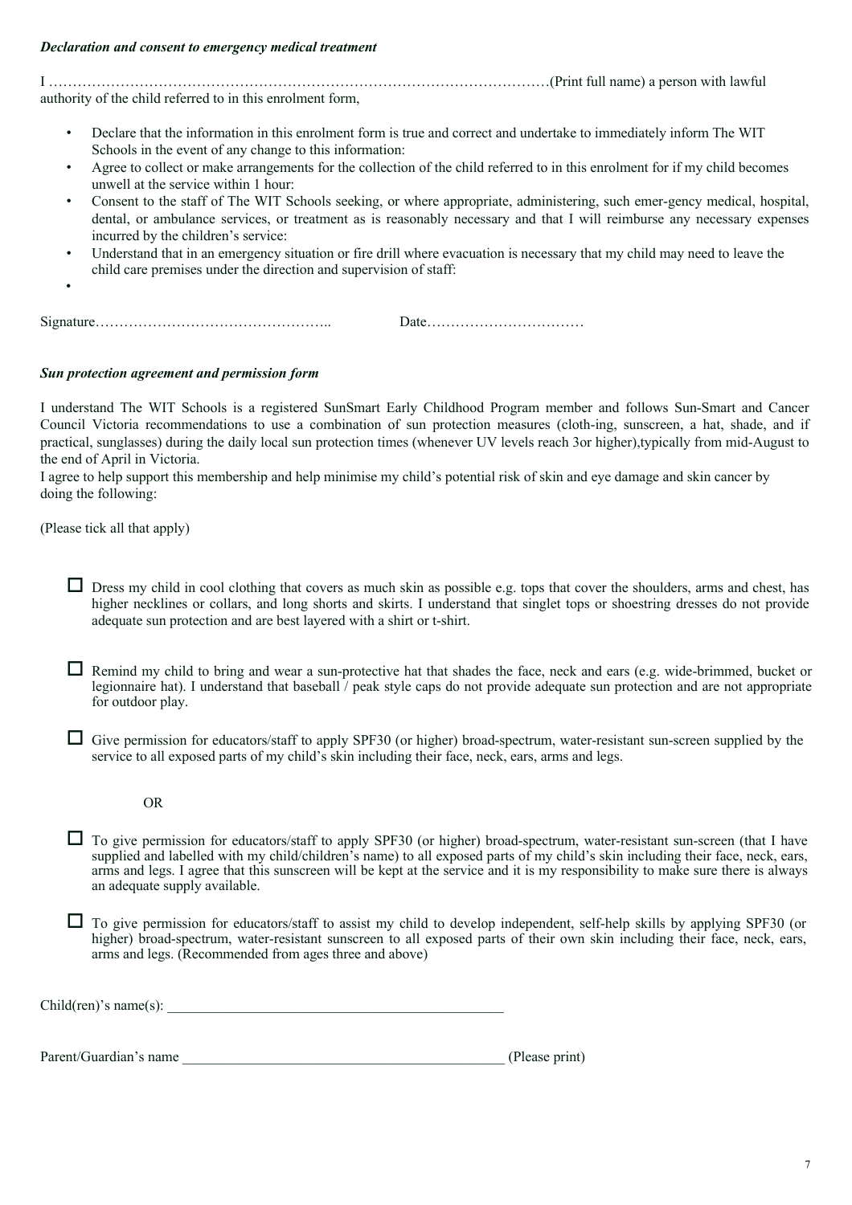***Declaration and consent to emergency medical treatment***

I ………………………………………………………………………………………………(Print full name) a person with lawful authority of the child referred to in this enrolment form,

- Declare that the information in this enrolment form is true and correct and undertake to immediately inform The WIT Schools in the event of any change to this information:
- Agree to collect or make arrangements for the collection of the child referred to in this enrolment for if my child becomes unwell at the service within 1 hour:
- Consent to the staff of The WIT Schools seeking, or where appropriate, administering, such emer-gency medical, hospital, dental, or ambulance services, or treatment as is reasonably necessary and that I will reimburse any necessary expenses incurred by the children's service:
- Understand that in an emergency situation or fire drill where evacuation is necessary that my child may need to leave the child care premises under the direction and supervision of staff:
- 

Signature…………………………………………..    Date……………………………

***Sun protection agreement and permission form***

I understand The WIT Schools is a registered SunSmart Early Childhood Program member and follows Sun-Smart and Cancer Council Victoria recommendations to use a combination of sun protection measures (cloth-ing, sunscreen, a hat, shade, and if practical, sunglasses) during the daily local sun protection times (whenever UV levels reach 3or higher),typically from mid-August to the end of April in Victoria.
I agree to help support this membership and help minimise my child's potential risk of skin and eye damage and skin cancer by doing the following:

(Please tick all that apply)

☐ Dress my child in cool clothing that covers as much skin as possible e.g. tops that cover the shoulders, arms and chest, has higher necklines or collars, and long shorts and skirts. I understand that singlet tops or shoestring dresses do not provide adequate sun protection and are best layered with a shirt or t-shirt.

☐ Remind my child to bring and wear a sun-protective hat that shades the face, neck and ears (e.g. wide-brimmed, bucket or legionnaire hat). I understand that baseball / peak style caps do not provide adequate sun protection and are not appropriate for outdoor play.

☐ Give permission for educators/staff to apply SPF30 (or higher) broad-spectrum, water-resistant sun-screen supplied by the service to all exposed parts of my child's skin including their face, neck, ears, arms and legs.

OR

☐ To give permission for educators/staff to apply SPF30 (or higher) broad-spectrum, water-resistant sun-screen (that I have supplied and labelled with my child/children's name) to all exposed parts of my child's skin including their face, neck, ears, arms and legs. I agree that this sunscreen will be kept at the service and it is my responsibility to make sure there is always an adequate supply available.

☐ To give permission for educators/staff to assist my child to develop independent, self-help skills by applying SPF30 (or higher) broad-spectrum, water-resistant sunscreen to all exposed parts of their own skin including their face, neck, ears, arms and legs. (Recommended from ages three and above)

Child(ren)'s name(s): ___________________________________________________

Parent/Guardian's name ______________________________________________ (Please print)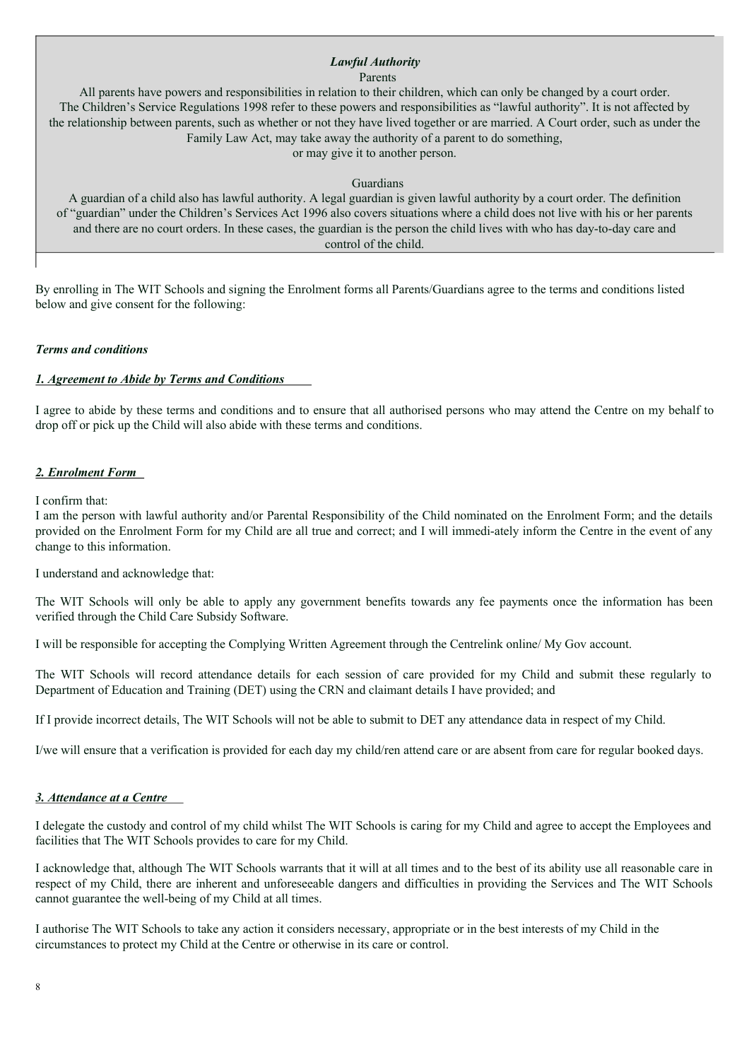***Lawful Authority***

Parents

All parents have powers and responsibilities in relation to their children, which can only be changed by a court order. The Children's Service Regulations 1998 refer to these powers and responsibilities as "lawful authority". It is not affected by the relationship between parents, such as whether or not they have lived together or are married. A Court order, such as under the Family Law Act, may take away the authority of a parent to do something, or may give it to another person.

Guardians

A guardian of a child also has lawful authority. A legal guardian is given lawful authority by a court order. The definition of "guardian" under the Children's Services Act 1996 also covers situations where a child does not live with his or her parents and there are no court orders. In these cases, the guardian is the person the child lives with who has day-to-day care and control of the child.

By enrolling in The WIT Schools and signing the Enrolment forms all Parents/Guardians agree to the terms and conditions listed below and give consent for the following:

***Terms and conditions***

***1. Agreement to Abide by Terms and Conditions***

I agree to abide by these terms and conditions and to ensure that all authorised persons who may attend the Centre on my behalf to drop off or pick up the Child will also abide with these terms and conditions.

***2. Enrolment Form***

I confirm that:

I am the person with lawful authority and/or Parental Responsibility of the Child nominated on the Enrolment Form; and the details provided on the Enrolment Form for my Child are all true and correct; and I will immedi-ately inform the Centre in the event of any change to this information.

I understand and acknowledge that:

The WIT Schools will only be able to apply any government benefits towards any fee payments once the information has been verified through the Child Care Subsidy Software.

I will be responsible for accepting the Complying Written Agreement through the Centrelink online/ My Gov account.

The WIT Schools will record attendance details for each session of care provided for my Child and submit these regularly to Department of Education and Training (DET) using the CRN and claimant details I have provided; and

If I provide incorrect details, The WIT Schools will not be able to submit to DET any attendance data in respect of my Child.

I/we will ensure that a verification is provided for each day my child/ren attend care or are absent from care for regular booked days.

***3. Attendance at a Centre***

I delegate the custody and control of my child whilst The WIT Schools is caring for my Child and agree to accept the Employees and facilities that The WIT Schools provides to care for my Child.

I acknowledge that, although The WIT Schools warrants that it will at all times and to the best of its ability use all reasonable care in respect of my Child, there are inherent and unforeseeable dangers and difficulties in providing the Services and The WIT Schools cannot guarantee the well-being of my Child at all times.

I authorise The WIT Schools to take any action it considers necessary, appropriate or in the best interests of my Child in the circumstances to protect my Child at the Centre or otherwise in its care or control.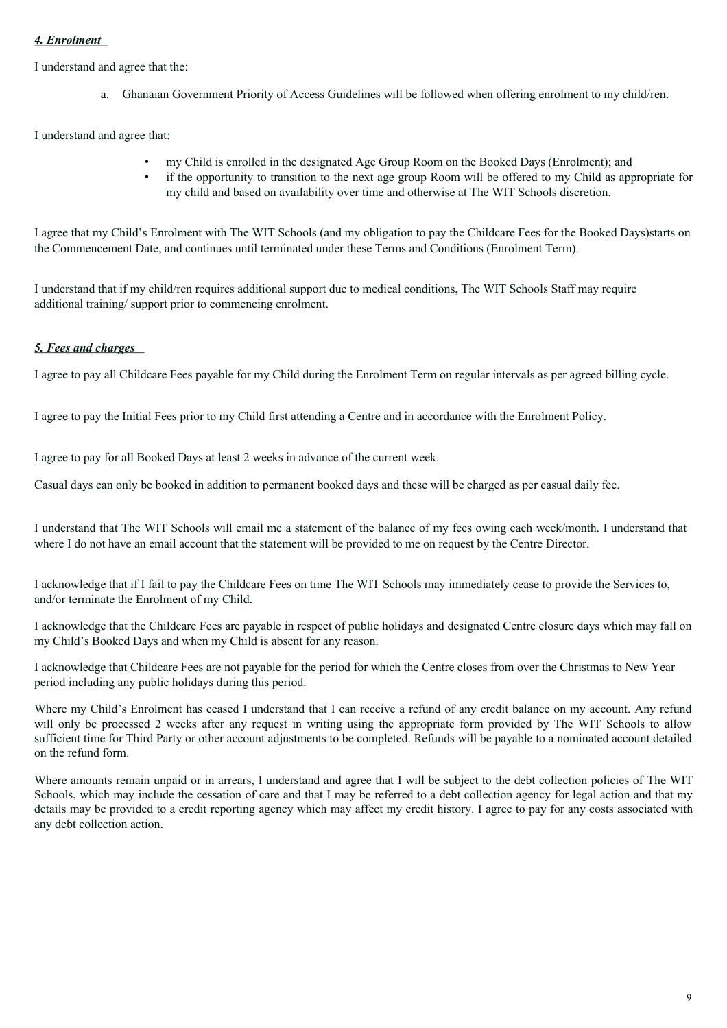***4. Enrolment***

I understand and agree that the:

a. Ghanaian Government Priority of Access Guidelines will be followed when offering enrolment to my child/ren.

I understand and agree that:

- my Child is enrolled in the designated Age Group Room on the Booked Days (Enrolment); and
- if the opportunity to transition to the next age group Room will be offered to my Child as appropriate for my child and based on availability over time and otherwise at The WIT Schools discretion.

I agree that my Child's Enrolment with The WIT Schools (and my obligation to pay the Childcare Fees for the Booked Days)starts on the Commencement Date, and continues until terminated under these Terms and Conditions (Enrolment Term).

I understand that if my child/ren requires additional support due to medical conditions, The WIT Schools Staff may require additional training/ support prior to commencing enrolment.

***5. Fees and charges***

I agree to pay all Childcare Fees payable for my Child during the Enrolment Term on regular intervals as per agreed billing cycle.

I agree to pay the Initial Fees prior to my Child first attending a Centre and in accordance with the Enrolment Policy.

I agree to pay for all Booked Days at least 2 weeks in advance of the current week.

Casual days can only be booked in addition to permanent booked days and these will be charged as per casual daily fee.

I understand that The WIT Schools will email me a statement of the balance of my fees owing each week/month. I understand that where I do not have an email account that the statement will be provided to me on request by the Centre Director.

I acknowledge that if I fail to pay the Childcare Fees on time The WIT Schools may immediately cease to provide the Services to, and/or terminate the Enrolment of my Child.

I acknowledge that the Childcare Fees are payable in respect of public holidays and designated Centre closure days which may fall on my Child's Booked Days and when my Child is absent for any reason.

I acknowledge that Childcare Fees are not payable for the period for which the Centre closes from over the Christmas to New Year period including any public holidays during this period.

Where my Child's Enrolment has ceased I understand that I can receive a refund of any credit balance on my account. Any refund will only be processed 2 weeks after any request in writing using the appropriate form provided by The WIT Schools to allow sufficient time for Third Party or other account adjustments to be completed. Refunds will be payable to a nominated account detailed on the refund form.

Where amounts remain unpaid or in arrears, I understand and agree that I will be subject to the debt collection policies of The WIT Schools, which may include the cessation of care and that I may be referred to a debt collection agency for legal action and that my details may be provided to a credit reporting agency which may affect my credit history. I agree to pay for any costs associated with any debt collection action.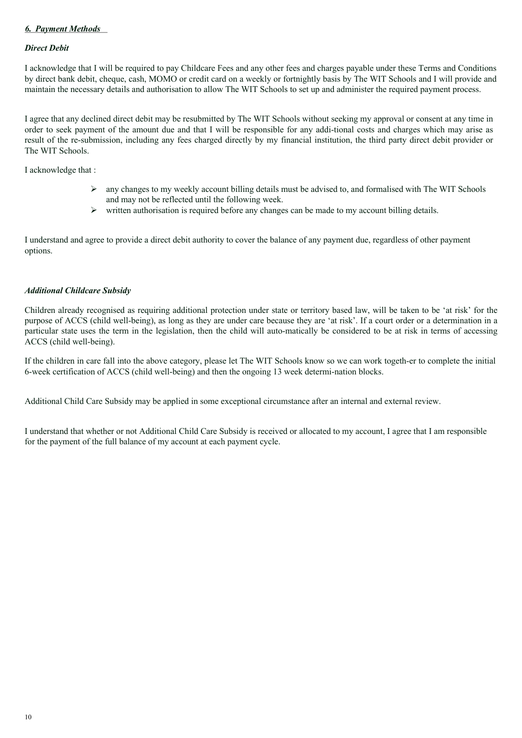### *6. Payment Methods*

#### *Direct Debit*

I acknowledge that I will be required to pay Childcare Fees and any other fees and charges payable under these Terms and Conditions by direct bank debit, cheque, cash, MOMO or credit card on a weekly or fortnightly basis by The WIT Schools and I will provide and maintain the necessary details and authorisation to allow The WIT Schools to set up and administer the required payment process.

I agree that any declined direct debit may be resubmitted by The WIT Schools without seeking my approval or consent at any time in order to seek payment of the amount due and that I will be responsible for any addi-tional costs and charges which may arise as result of the re-submission, including any fees charged directly by my financial institution, the third party direct debit provider or The WIT Schools.

I acknowledge that :

- any changes to my weekly account billing details must be advised to, and formalised with The WIT Schools and may not be reflected until the following week.
- written authorisation is required before any changes can be made to my account billing details.

I understand and agree to provide a direct debit authority to cover the balance of any payment due, regardless of other payment options.

#### *Additional Childcare Subsidy*

Children already recognised as requiring additional protection under state or territory based law, will be taken to be 'at risk' for the purpose of ACCS (child well-being), as long as they are under care because they are 'at risk'. If a court order or a determination in a particular state uses the term in the legislation, then the child will auto-matically be considered to be at risk in terms of accessing ACCS (child well-being).

If the children in care fall into the above category, please let The WIT Schools know so we can work togeth-er to complete the initial 6-week certification of ACCS (child well-being) and then the ongoing 13 week determi-nation blocks.

Additional Child Care Subsidy may be applied in some exceptional circumstance after an internal and external review.

I understand that whether or not Additional Child Care Subsidy is received or allocated to my account, I agree that I am responsible for the payment of the full balance of my account at each payment cycle.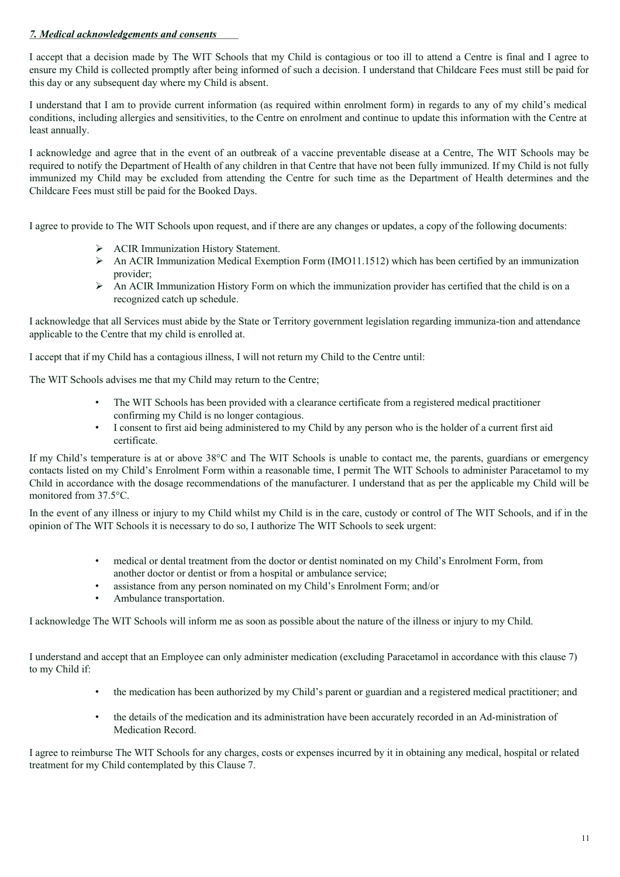***7. Medical acknowledgements and consents***

I accept that a decision made by The WIT Schools that my Child is contagious or too ill to attend a Centre is final and I agree to ensure my Child is collected promptly after being informed of such a decision. I understand that Childcare Fees must still be paid for this day or any subsequent day where my Child is absent.

I understand that I am to provide current information (as required within enrolment form) in regards to any of my child's medical conditions, including allergies and sensitivities, to the Centre on enrolment and continue to update this information with the Centre at least annually.

I acknowledge and agree that in the event of an outbreak of a vaccine preventable disease at a Centre, The WIT Schools may be required to notify the Department of Health of any children in that Centre that have not been fully immunized. If my Child is not fully immunized my Child may be excluded from attending the Centre for such time as the Department of Health determines and the Childcare Fees must still be paid for the Booked Days.

I agree to provide to The WIT Schools upon request, and if there are any changes or updates, a copy of the following documents:

- ACIR Immunization History Statement.
- An ACIR Immunization Medical Exemption Form (IMO11.1512) which has been certified by an immunization provider;
- An ACIR Immunization History Form on which the immunization provider has certified that the child is on a recognized catch up schedule.

I acknowledge that all Services must abide by the State or Territory government legislation regarding immuniza-tion and attendance applicable to the Centre that my child is enrolled at.

I accept that if my Child has a contagious illness, I will not return my Child to the Centre until:

The WIT Schools advises me that my Child may return to the Centre;

- The WIT Schools has been provided with a clearance certificate from a registered medical practitioner confirming my Child is no longer contagious.
- I consent to first aid being administered to my Child by any person who is the holder of a current first aid certificate.

If my Child's temperature is at or above 38°C and The WIT Schools is unable to contact me, the parents, guardians or emergency contacts listed on my Child's Enrolment Form within a reasonable time, I permit The WIT Schools to administer Paracetamol to my Child in accordance with the dosage recommendations of the manufacturer. I understand that as per the applicable my Child will be monitored from 37.5°C.

In the event of any illness or injury to my Child whilst my Child is in the care, custody or control of The WIT Schools, and if in the opinion of The WIT Schools it is necessary to do so, I authorize The WIT Schools to seek urgent:

- medical or dental treatment from the doctor or dentist nominated on my Child's Enrolment Form, from another doctor or dentist or from a hospital or ambulance service;
- assistance from any person nominated on my Child's Enrolment Form; and/or
- Ambulance transportation.

I acknowledge The WIT Schools will inform me as soon as possible about the nature of the illness or injury to my Child.

I understand and accept that an Employee can only administer medication (excluding Paracetamol in accordance with this clause 7) to my Child if:

- the medication has been authorized by my Child's parent or guardian and a registered medical practitioner; and
- the details of the medication and its administration have been accurately recorded in an Ad-ministration of Medication Record.

I agree to reimburse The WIT Schools for any charges, costs or expenses incurred by it in obtaining any medical, hospital or related treatment for my Child contemplated by this Clause 7.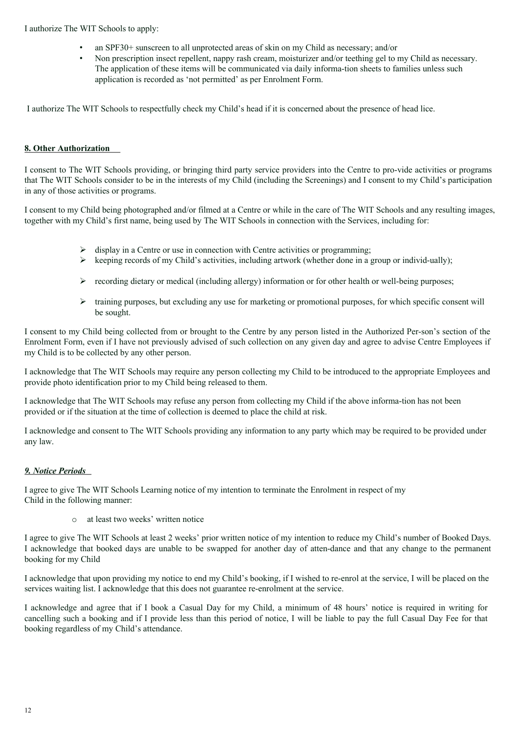I authorize The WIT Schools to apply:

- an SPF30+ sunscreen to all unprotected areas of skin on my Child as necessary; and/or
- Non prescription insect repellent, nappy rash cream, moisturizer and/or teething gel to my Child as necessary. The application of these items will be communicated via daily informa-tion sheets to families unless such application is recorded as 'not permitted' as per Enrolment Form.

I authorize The WIT Schools to respectfully check my Child's head if it is concerned about the presence of head lice.

**8. Other Authorization**

I consent to The WIT Schools providing, or bringing third party service providers into the Centre to pro-vide activities or programs that The WIT Schools consider to be in the interests of my Child (including the Screenings) and I consent to my Child's participation in any of those activities or programs.

I consent to my Child being photographed and/or filmed at a Centre or while in the care of The WIT Schools and any resulting images, together with my Child's first name, being used by The WIT Schools in connection with the Services, including for:

- display in a Centre or use in connection with Centre activities or programming;
- keeping records of my Child's activities, including artwork (whether done in a group or individ-ually);
- recording dietary or medical (including allergy) information or for other health or well-being purposes;
- training purposes, but excluding any use for marketing or promotional purposes, for which specific consent will be sought.

I consent to my Child being collected from or brought to the Centre by any person listed in the Authorized Per-son's section of the Enrolment Form, even if I have not previously advised of such collection on any given day and agree to advise Centre Employees if my Child is to be collected by any other person.

I acknowledge that The WIT Schools may require any person collecting my Child to be introduced to the appropriate Employees and provide photo identification prior to my Child being released to them.

I acknowledge that The WIT Schools may refuse any person from collecting my Child if the above informa-tion has not been provided or if the situation at the time of collection is deemed to place the child at risk.

I acknowledge and consent to The WIT Schools providing any information to any party which may be required to be provided under any law.

***9. Notice Periods***

I agree to give The WIT Schools Learning notice of my intention to terminate the Enrolment in respect of my Child in the following manner:

- at least two weeks' written notice

I agree to give The WIT Schools at least 2 weeks' prior written notice of my intention to reduce my Child's number of Booked Days. I acknowledge that booked days are unable to be swapped for another day of atten-dance and that any change to the permanent booking for my Child

I acknowledge that upon providing my notice to end my Child's booking, if I wished to re-enrol at the service, I will be placed on the services waiting list. I acknowledge that this does not guarantee re-enrolment at the service.

I acknowledge and agree that if I book a Casual Day for my Child, a minimum of 48 hours' notice is required in writing for cancelling such a booking and if I provide less than this period of notice, I will be liable to pay the full Casual Day Fee for that booking regardless of my Child's attendance.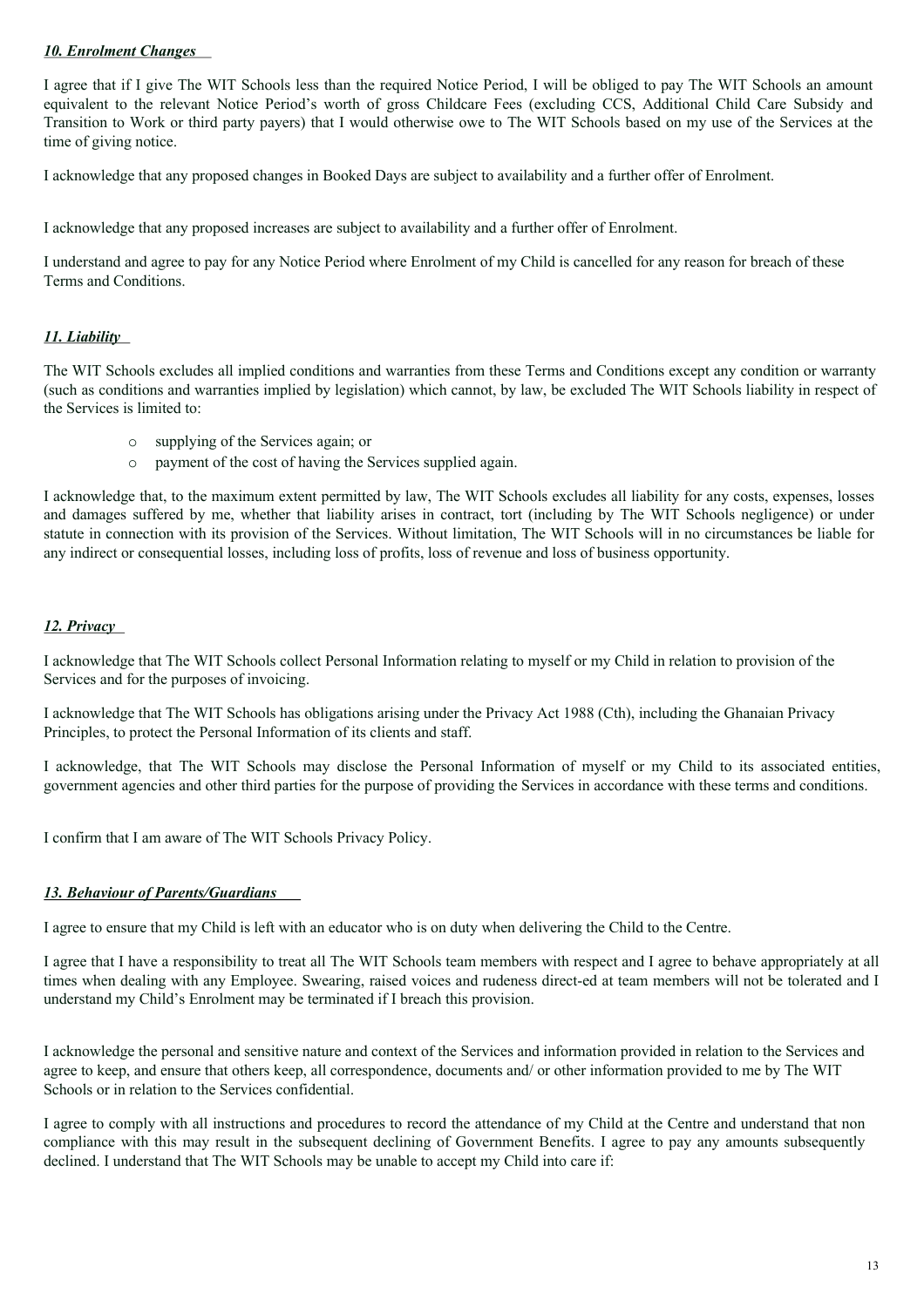***10. Enrolment Changes***

I agree that if I give The WIT Schools less than the required Notice Period, I will be obliged to pay The WIT Schools an amount equivalent to the relevant Notice Period's worth of gross Childcare Fees (excluding CCS, Additional Child Care Subsidy and Transition to Work or third party payers) that I would otherwise owe to The WIT Schools based on my use of the Services at the time of giving notice.

I acknowledge that any proposed changes in Booked Days are subject to availability and a further offer of Enrolment.

I acknowledge that any proposed increases are subject to availability and a further offer of Enrolment.

I understand and agree to pay for any Notice Period where Enrolment of my Child is cancelled for any reason for breach of these Terms and Conditions.

***11. Liability***

The WIT Schools excludes all implied conditions and warranties from these Terms and Conditions except any condition or warranty (such as conditions and warranties implied by legislation) which cannot, by law, be excluded The WIT Schools liability in respect of the Services is limited to:

- supplying of the Services again; or
- payment of the cost of having the Services supplied again.

I acknowledge that, to the maximum extent permitted by law, The WIT Schools excludes all liability for any costs, expenses, losses and damages suffered by me, whether that liability arises in contract, tort (including by The WIT Schools negligence) or under statute in connection with its provision of the Services. Without limitation, The WIT Schools will in no circumstances be liable for any indirect or consequential losses, including loss of profits, loss of revenue and loss of business opportunity.

***12. Privacy***

I acknowledge that The WIT Schools collect Personal Information relating to myself or my Child in relation to provision of the Services and for the purposes of invoicing.

I acknowledge that The WIT Schools has obligations arising under the Privacy Act 1988 (Cth), including the Ghanaian Privacy Principles, to protect the Personal Information of its clients and staff.

I acknowledge, that The WIT Schools may disclose the Personal Information of myself or my Child to its associated entities, government agencies and other third parties for the purpose of providing the Services in accordance with these terms and conditions.

I confirm that I am aware of The WIT Schools Privacy Policy.

***13. Behaviour of Parents/Guardians***

I agree to ensure that my Child is left with an educator who is on duty when delivering the Child to the Centre.

I agree that I have a responsibility to treat all The WIT Schools team members with respect and I agree to behave appropriately at all times when dealing with any Employee. Swearing, raised voices and rudeness direct-ed at team members will not be tolerated and I understand my Child's Enrolment may be terminated if I breach this provision.

I acknowledge the personal and sensitive nature and context of the Services and information provided in relation to the Services and agree to keep, and ensure that others keep, all correspondence, documents and/ or other information provided to me by The WIT Schools or in relation to the Services confidential.

I agree to comply with all instructions and procedures to record the attendance of my Child at the Centre and understand that non compliance with this may result in the subsequent declining of Government Benefits. I agree to pay any amounts subsequently declined. I understand that The WIT Schools may be unable to accept my Child into care if: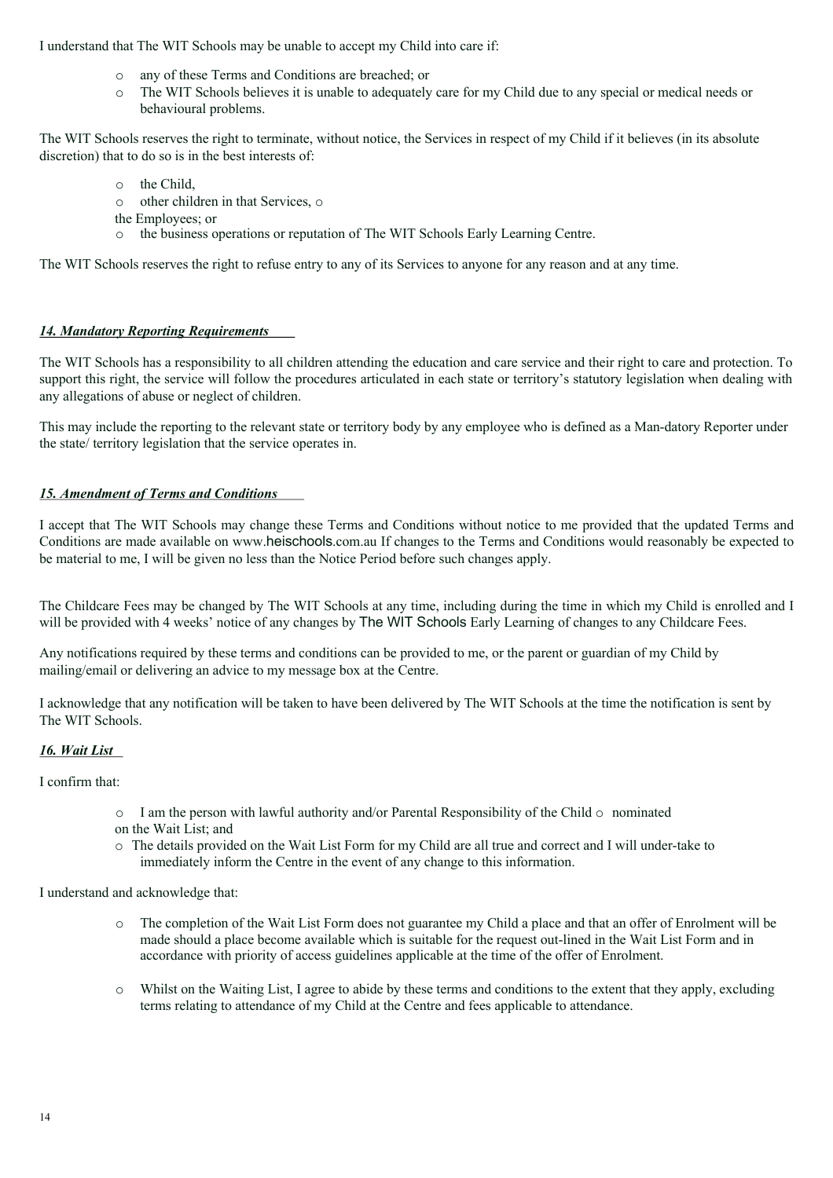I understand that The WIT Schools may be unable to accept my Child into care if:

- any of these Terms and Conditions are breached; or
- The WIT Schools believes it is unable to adequately care for my Child due to any special or medical needs or behavioural problems.

The WIT Schools reserves the right to terminate, without notice, the Services in respect of my Child if it believes (in its absolute discretion) that to do so is in the best interests of:

- the Child,
- other children in that Services,
- the Employees; or
- the business operations or reputation of The WIT Schools Early Learning Centre.

The WIT Schools reserves the right to refuse entry to any of its Services to anyone for any reason and at any time.

***14. Mandatory Reporting Requirements***

The WIT Schools has a responsibility to all children attending the education and care service and their right to care and protection. To support this right, the service will follow the procedures articulated in each state or territory's statutory legislation when dealing with any allegations of abuse or neglect of children.

This may include the reporting to the relevant state or territory body by any employee who is defined as a Man-datory Reporter under the state/ territory legislation that the service operates in.

***15. Amendment of Terms and Conditions***

I accept that The WIT Schools may change these Terms and Conditions without notice to me provided that the updated Terms and Conditions are made available on www.heischools.com.au If changes to the Terms and Conditions would reasonably be expected to be material to me, I will be given no less than the Notice Period before such changes apply.

The Childcare Fees may be changed by The WIT Schools at any time, including during the time in which my Child is enrolled and I will be provided with 4 weeks' notice of any changes by The WIT Schools Early Learning of changes to any Childcare Fees.

Any notifications required by these terms and conditions can be provided to me, or the parent or guardian of my Child by mailing/email or delivering an advice to my message box at the Centre.

I acknowledge that any notification will be taken to have been delivered by The WIT Schools at the time the notification is sent by The WIT Schools.

***16. Wait List***

I confirm that:

- I am the person with lawful authority and/or Parental Responsibility of the Child nominated on the Wait List; and
- The details provided on the Wait List Form for my Child are all true and correct and I will under-take to immediately inform the Centre in the event of any change to this information.

I understand and acknowledge that:

- The completion of the Wait List Form does not guarantee my Child a place and that an offer of Enrolment will be made should a place become available which is suitable for the request out-lined in the Wait List Form and in accordance with priority of access guidelines applicable at the time of the offer of Enrolment.
- Whilst on the Waiting List, I agree to abide by these terms and conditions to the extent that they apply, excluding terms relating to attendance of my Child at the Centre and fees applicable to attendance.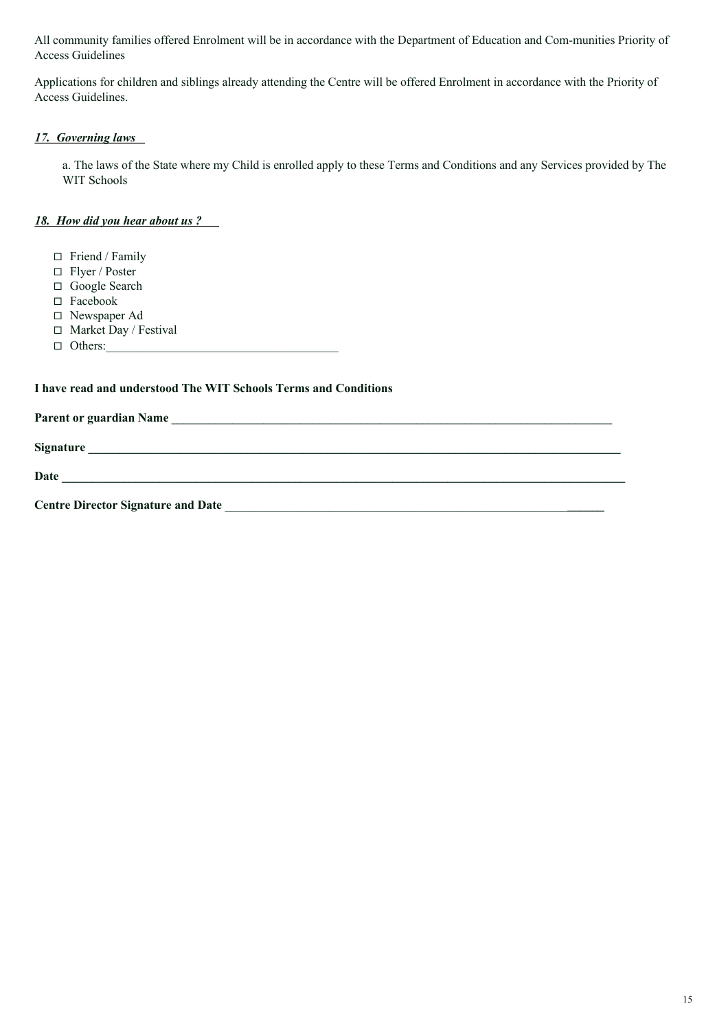All community families offered Enrolment will be in accordance with the Department of Education and Com-munities Priority of Access Guidelines

Applications for children and siblings already attending the Centre will be offered Enrolment in accordance with the Priority of Access Guidelines.

### *17. Governing laws*

a. The laws of the State where my Child is enrolled apply to these Terms and Conditions and any Services provided by The WIT Schools

### *18. How did you hear about us ?*

- ☐ Friend / Family
- ☐ Flyer / Poster
- ☐ Google Search
- ☐ Facebook
- ☐ Newspaper Ad
- ☐ Market Day / Festival
- ☐ Others:_____________________________________

**I have read and understood The WIT Schools Terms and Conditions**

**Parent or guardian Name** ___________________________________________________________________________

**Signature** ______________________________________________________________________________________

**Date** ___________________________________________________________________________________________

**Centre Director Signature and Date** ____________________________________________________________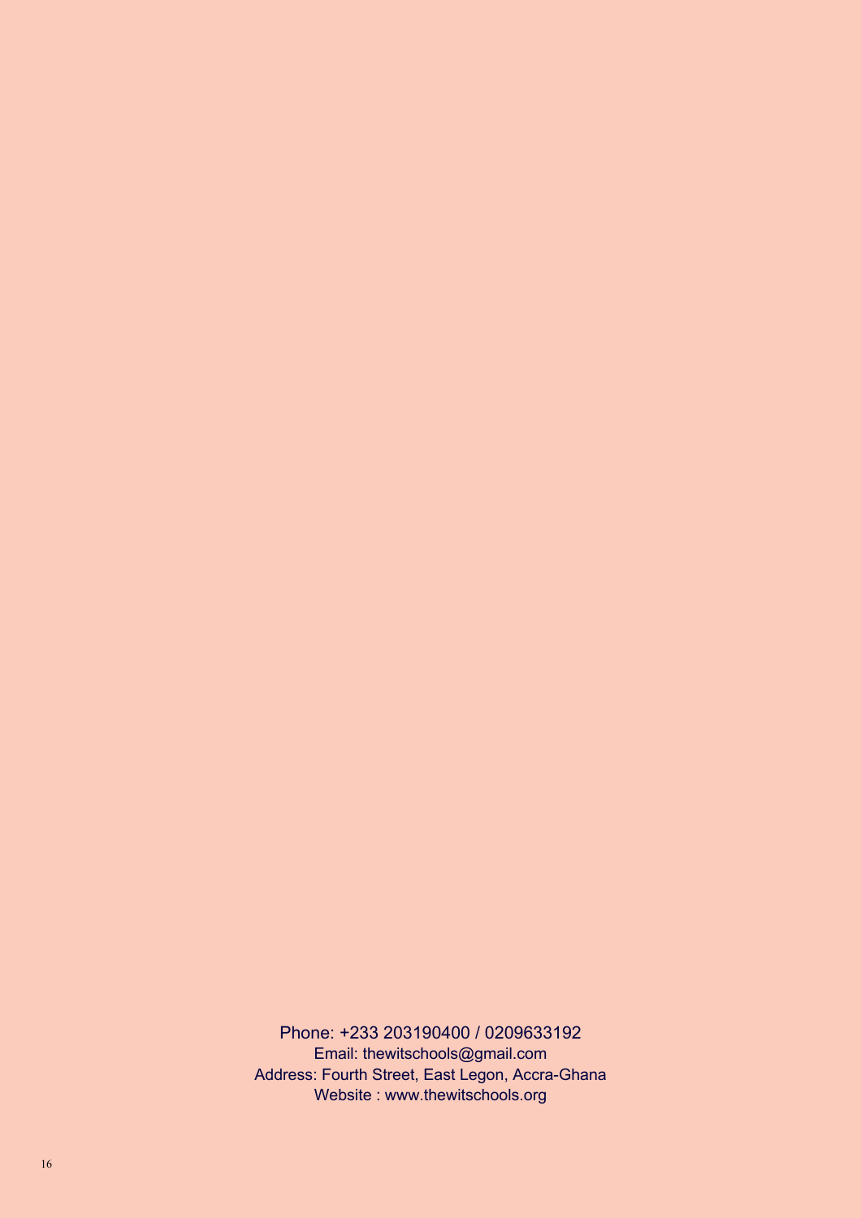Phone: +233 203190400 / 0209633192

Email: thewitschools@gmail.com

Address: Fourth Street, East Legon, Accra-Ghana

Website : www.thewitschools.org